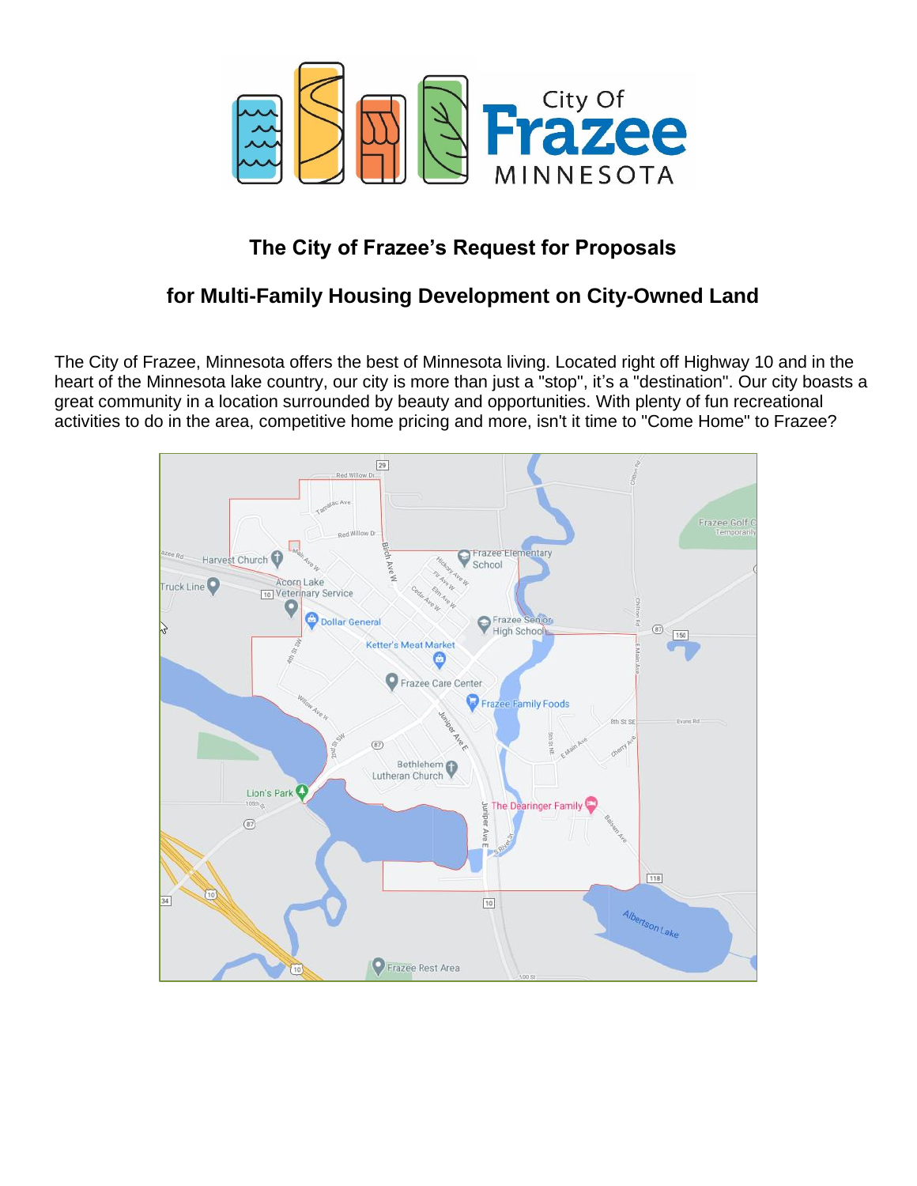# The City of Frazee's Request for Proposals

# for Multi-Family Housing Development on City-Owned Land

The City of Frazee, Minnesota offers the best of Minnesota living. Located right off Highway 10 and in the heart of the Minnesota lake country, our city is more than just a "stop", it's a "destination". Our city boasts a great community in a location surrounded by beauty and opportunities. With plenty of fun recreational activities to do in the area, competitive home pricing and more, isn't it time to "Come Home" to Frazee?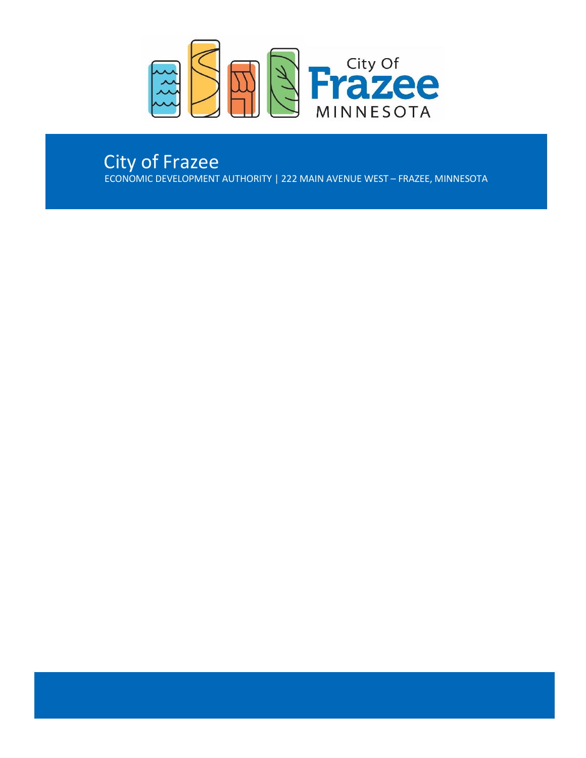City Of
Frazee
MINNESOTA

# City of Frazee

ECONOMIC DEVELOPMENT AUTHORITY | 222 MAIN AVENUE WEST – FRAZEE, MINNESOTA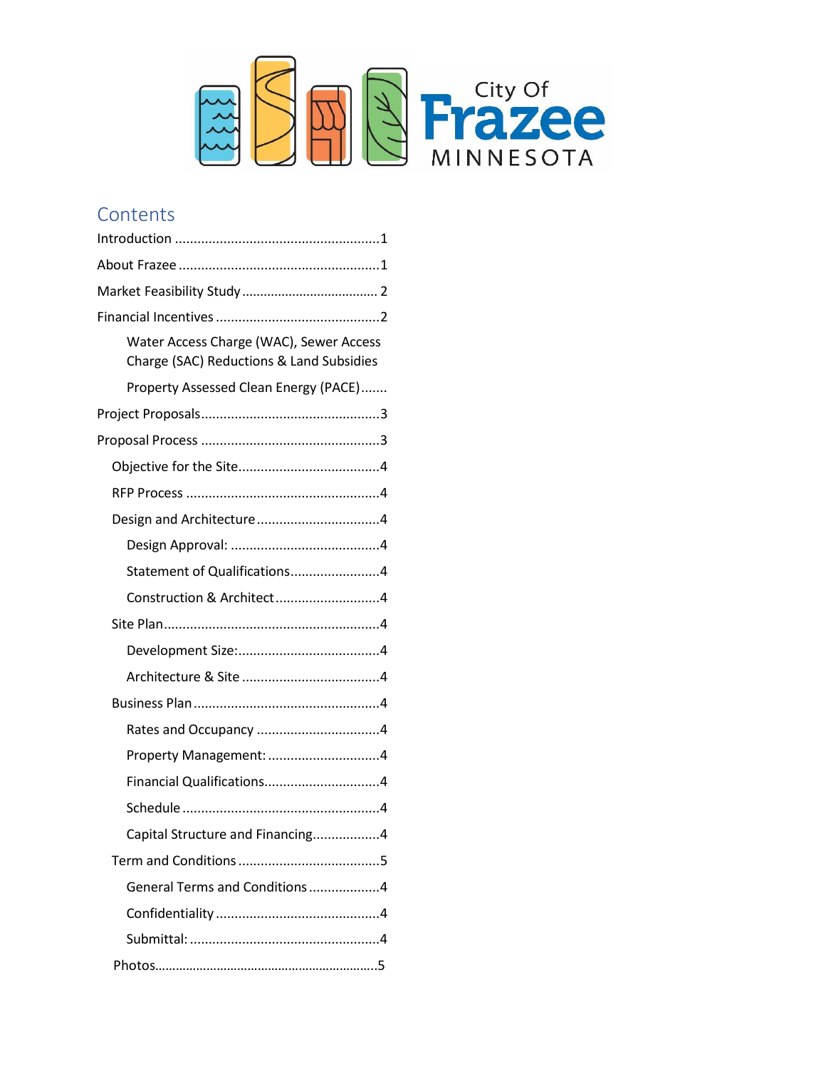City Of Frazee MINNESOTA

## Contents

- Introduction .......................................................1
- About Frazee .......................................................1
- Market Feasibility Study ..................................... 2
- Financial Incentives ............................................2
  - Water Access Charge (WAC), Sewer Access Charge (SAC) Reductions & Land Subsidies
  - Property Assessed Clean Energy (PACE).......
- Project Proposals................................................3
- Proposal Process ................................................3
  - Objective for the Site.....................................4
  - RFP Process ....................................................4
  - Design and Architecture.................................4
    - Design Approval: ........................................4
    - Statement of Qualifications........................4
    - Construction & Architect............................4
  - Site Plan..........................................................4
    - Development Size:......................................4
    - Architecture & Site .....................................4
  - Business Plan ..................................................4
    - Rates and Occupancy .................................4
    - Property Management: ..............................4
    - Financial Qualifications...............................4
    - Schedule .....................................................4
    - Capital Structure and Financing..................4
  - Term and Conditions ......................................5
    - General Terms and Conditions ...................4
    - Confidentiality ............................................4
    - Submittal: ...................................................4
  - Photos...............................................................5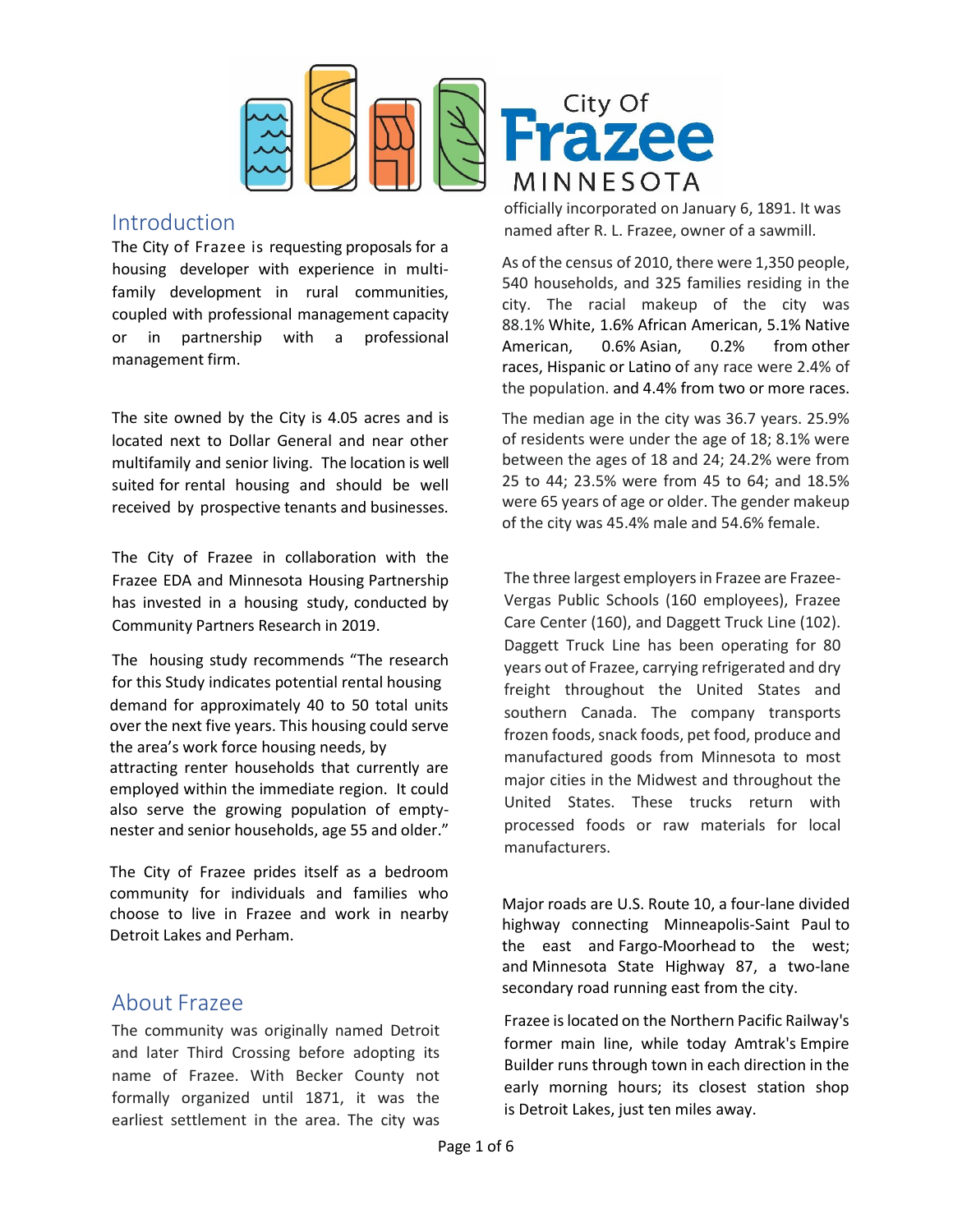# City Of Frazee MINNESOTA

## Introduction

The City of Frazee is requesting proposals for a housing developer with experience in multi-family development in rural communities, coupled with professional management capacity or in partnership with a professional management firm.

The site owned by the City is 4.05 acres and is located next to Dollar General and near other multifamily and senior living. The location is well suited for rental housing and should be well received by prospective tenants and businesses.

The City of Frazee in collaboration with the Frazee EDA and Minnesota Housing Partnership has invested in a housing study, conducted by Community Partners Research in 2019.

The housing study recommends "The research for this Study indicates potential rental housing demand for approximately 40 to 50 total units over the next five years. This housing could serve the area's work force housing needs, by attracting renter households that currently are employed within the immediate region. It could also serve the growing population of empty-nester and senior households, age 55 and older."

The City of Frazee prides itself as a bedroom community for individuals and families who choose to live in Frazee and work in nearby Detroit Lakes and Perham.

## About Frazee

The community was originally named Detroit and later Third Crossing before adopting its name of Frazee. With Becker County not formally organized until 1871, it was the earliest settlement in the area. The city was officially incorporated on January 6, 1891. It was named after R. L. Frazee, owner of a sawmill.

As of the census of 2010, there were 1,350 people, 540 households, and 325 families residing in the city. The racial makeup of the city was 88.1% White, 1.6% African American, 5.1% Native American, 0.6% Asian, 0.2% from other races, Hispanic or Latino of any race were 2.4% of the population. and 4.4% from two or more races.

The median age in the city was 36.7 years. 25.9% of residents were under the age of 18; 8.1% were between the ages of 18 and 24; 24.2% were from 25 to 44; 23.5% were from 45 to 64; and 18.5% were 65 years of age or older. The gender makeup of the city was 45.4% male and 54.6% female.

The three largest employers in Frazee are Frazee-Vergas Public Schools (160 employees), Frazee Care Center (160), and Daggett Truck Line (102). Daggett Truck Line has been operating for 80 years out of Frazee, carrying refrigerated and dry freight throughout the United States and southern Canada. The company transports frozen foods, snack foods, pet food, produce and manufactured goods from Minnesota to most major cities in the Midwest and throughout the United States. These trucks return with processed foods or raw materials for local manufacturers.

Major roads are U.S. Route 10, a four-lane divided highway connecting Minneapolis-Saint Paul to the east and Fargo-Moorhead to the west; and Minnesota State Highway 87, a two-lane secondary road running east from the city.

Frazee is located on the Northern Pacific Railway's former main line, while today Amtrak's Empire Builder runs through town in each direction in the early morning hours; its closest station shop is Detroit Lakes, just ten miles away.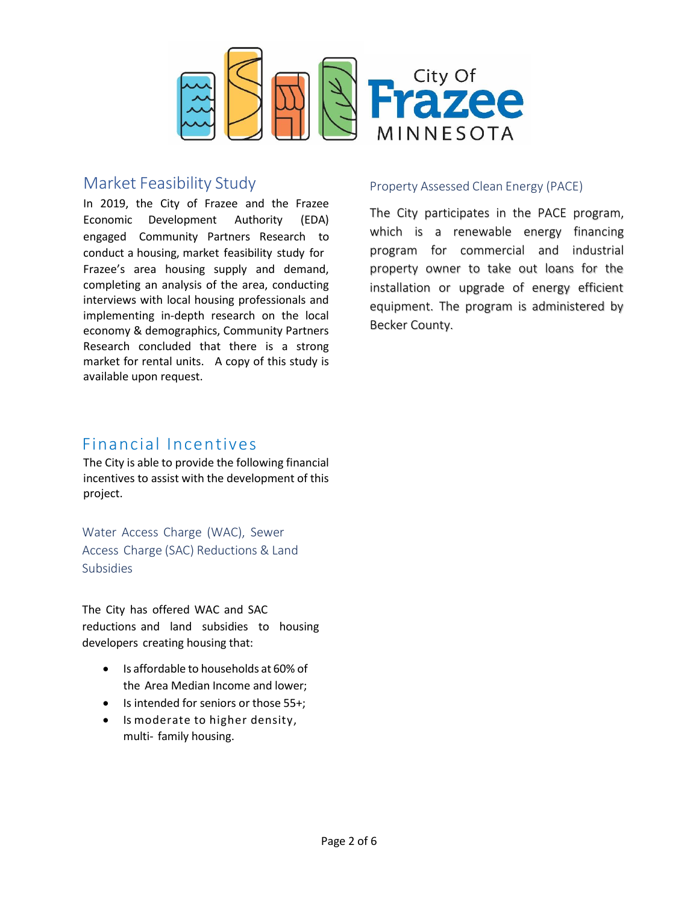City Of **Frazee** MINNESOTA

## Market Feasibility Study

In 2019, the City of Frazee and the Frazee Economic Development Authority (EDA) engaged Community Partners Research to conduct a housing, market feasibility study for Frazee's area housing supply and demand, completing an analysis of the area, conducting interviews with local housing professionals and implementing in-depth research on the local economy & demographics, Community Partners Research concluded that there is a strong market for rental units. A copy of this study is available upon request.

### Property Assessed Clean Energy (PACE)

The City participates in the PACE program, which is a renewable energy financing program for commercial and industrial property owner to take out loans for the installation or upgrade of energy efficient equipment. The program is administered by Becker County.

## Financial Incentives

The City is able to provide the following financial incentives to assist with the development of this project.

### Water Access Charge (WAC), Sewer Access Charge (SAC) Reductions & Land Subsidies

The City has offered WAC and SAC reductions and land subsidies to housing developers creating housing that:

- Is affordable to households at 60% of the Area Median Income and lower;
- Is intended for seniors or those 55+;
- Is moderate to higher density, multi- family housing.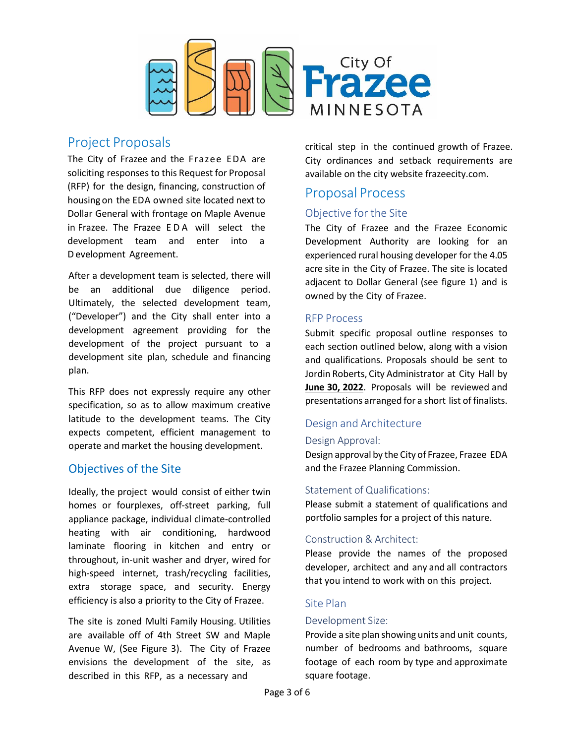City Of **Frazee** MINNESOTA

## Project Proposals

The City of Frazee and the Frazee EDA are soliciting responses to this Request for Proposal (RFP) for the design, financing, construction of housing on the EDA owned site located next to Dollar General with frontage on Maple Avenue in Frazee. The Frazee EDA will select the development team and enter into a Development Agreement.

After a development team is selected, there will be an additional due diligence period. Ultimately, the selected development team, ("Developer") and the City shall enter into a development agreement providing for the development of the project pursuant to a development site plan, schedule and financing plan.

This RFP does not expressly require any other specification, so as to allow maximum creative latitude to the development teams. The City expects competent, efficient management to operate and market the housing development.

## Objectives of the Site

Ideally, the project would consist of either twin homes or fourplexes, off-street parking, full appliance package, individual climate-controlled heating with air conditioning, hardwood laminate flooring in kitchen and entry or throughout, in-unit washer and dryer, wired for high-speed internet, trash/recycling facilities, extra storage space, and security. Energy efficiency is also a priority to the City of Frazee.

The site is zoned Multi Family Housing. Utilities are available off of 4th Street SW and Maple Avenue W, (See Figure 3). The City of Frazee envisions the development of the site, as described in this RFP, as a necessary and critical step in the continued growth of Frazee. City ordinances and setback requirements are available on the city website frazeecity.com.

## Proposal Process

### Objective for the Site

The City of Frazee and the Frazee Economic Development Authority are looking for an experienced rural housing developer for the 4.05 acre site in the City of Frazee. The site is located adjacent to Dollar General (see figure 1) and is owned by the City of Frazee.

### RFP Process

Submit specific proposal outline responses to each section outlined below, along with a vision and qualifications. Proposals should be sent to Jordin Roberts, City Administrator at City Hall by **June 30, 2022**. Proposals will be reviewed and presentations arranged for a short list of finalists.

## Design and Architecture

### Design Approval:

Design approval by the City of Frazee, Frazee EDA and the Frazee Planning Commission.

### Statement of Qualifications:

Please submit a statement of qualifications and portfolio samples for a project of this nature.

### Construction & Architect:

Please provide the names of the proposed developer, architect and any and all contractors that you intend to work with on this project.

## Site Plan

### Development Size:

Provide a site plan showing units and unit counts, number of bedrooms and bathrooms, square footage of each room by type and approximate square footage.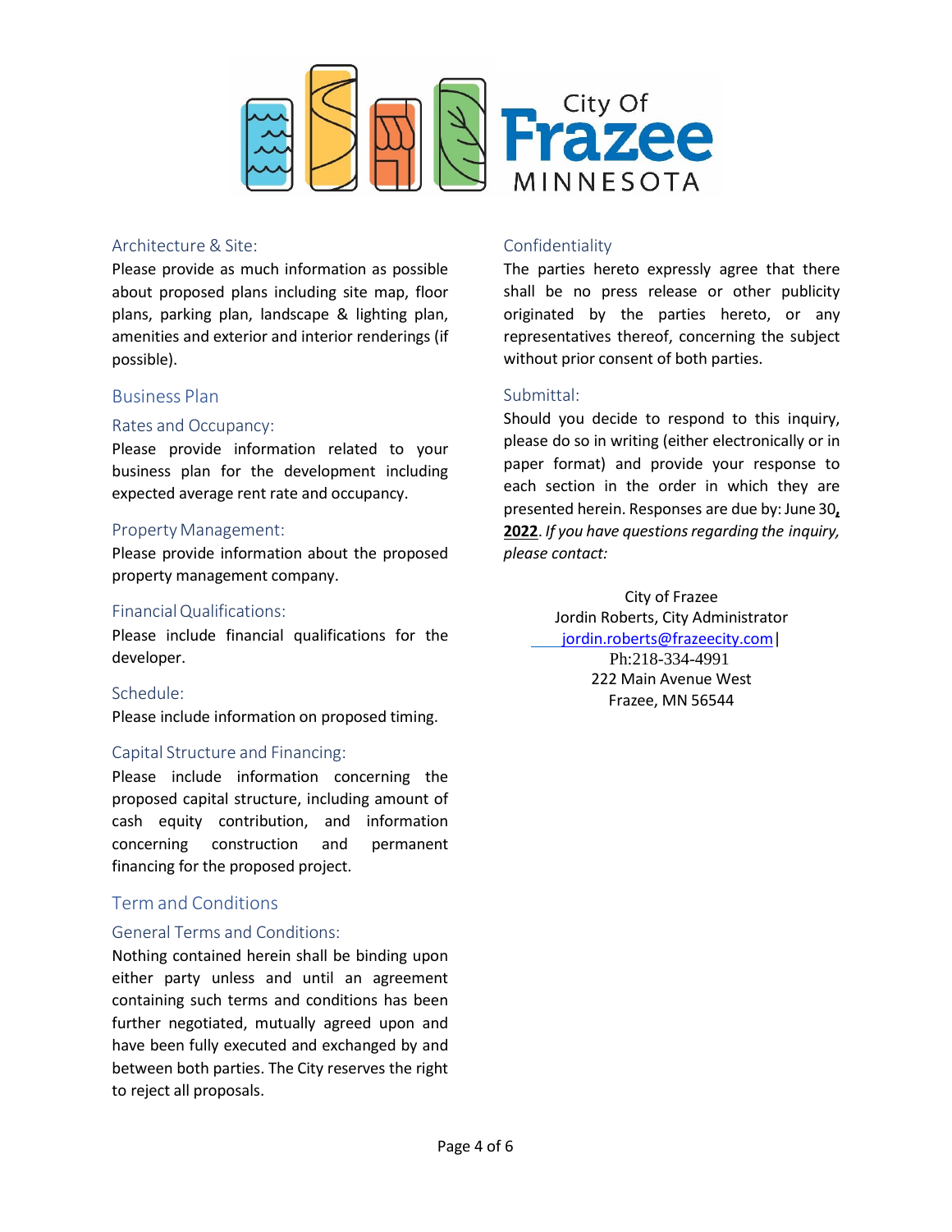## Architecture & Site:

Please provide as much information as possible about proposed plans including site map, floor plans, parking plan, landscape & lighting plan, amenities and exterior and interior renderings (if possible).

# Business Plan

## Rates and Occupancy:

Please provide information related to your business plan for the development including expected average rent rate and occupancy.

## Property Management:

Please provide information about the proposed property management company.

## Financial Qualifications:

Please include financial qualifications for the developer.

## Schedule:

Please include information on proposed timing.

## Capital Structure and Financing:

Please include information concerning the proposed capital structure, including amount of cash equity contribution, and information concerning construction and permanent financing for the proposed project.

# Term and Conditions

## General Terms and Conditions:

Nothing contained herein shall be binding upon either party unless and until an agreement containing such terms and conditions has been further negotiated, mutually agreed upon and have been fully executed and exchanged by and between both parties. The City reserves the right to reject all proposals.

## Confidentiality

The parties hereto expressly agree that there shall be no press release or other publicity originated by the parties hereto, or any representatives thereof, concerning the subject without prior consent of both parties.

## Submittal:

Should you decide to respond to this inquiry, please do so in writing (either electronically or in paper format) and provide your response to each section in the order in which they are presented herein. Responses are due by: June 30, **2022**. *If you have questions regarding the inquiry, please contact:*

City of Frazee
Jordin Roberts, City Administrator
jordin.roberts@frazeecity.com |
Ph:218-334-4991
222 Main Avenue West
Frazee, MN 56544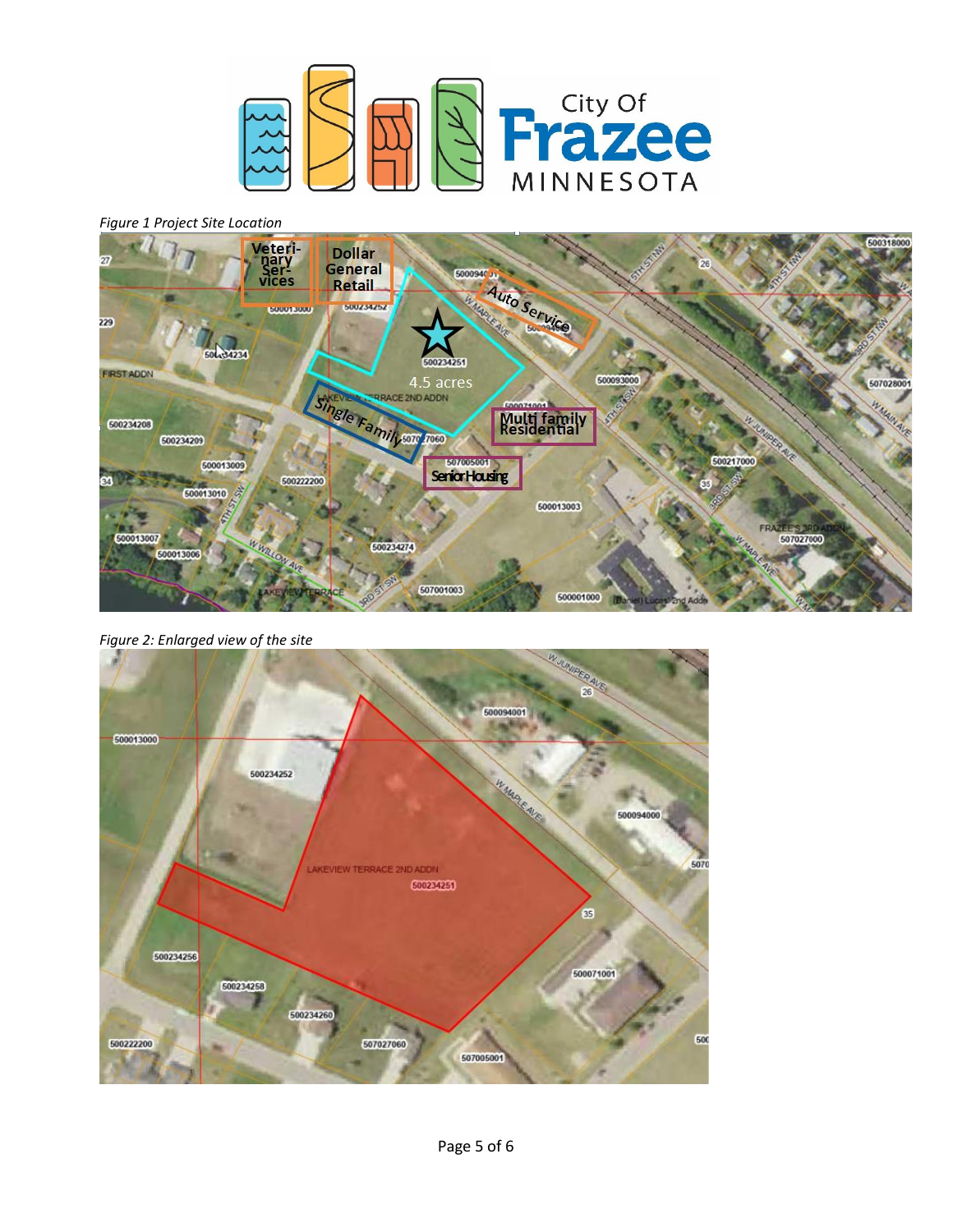*Figure 1 Project Site Location*

*Figure 2: Enlarged view of the site*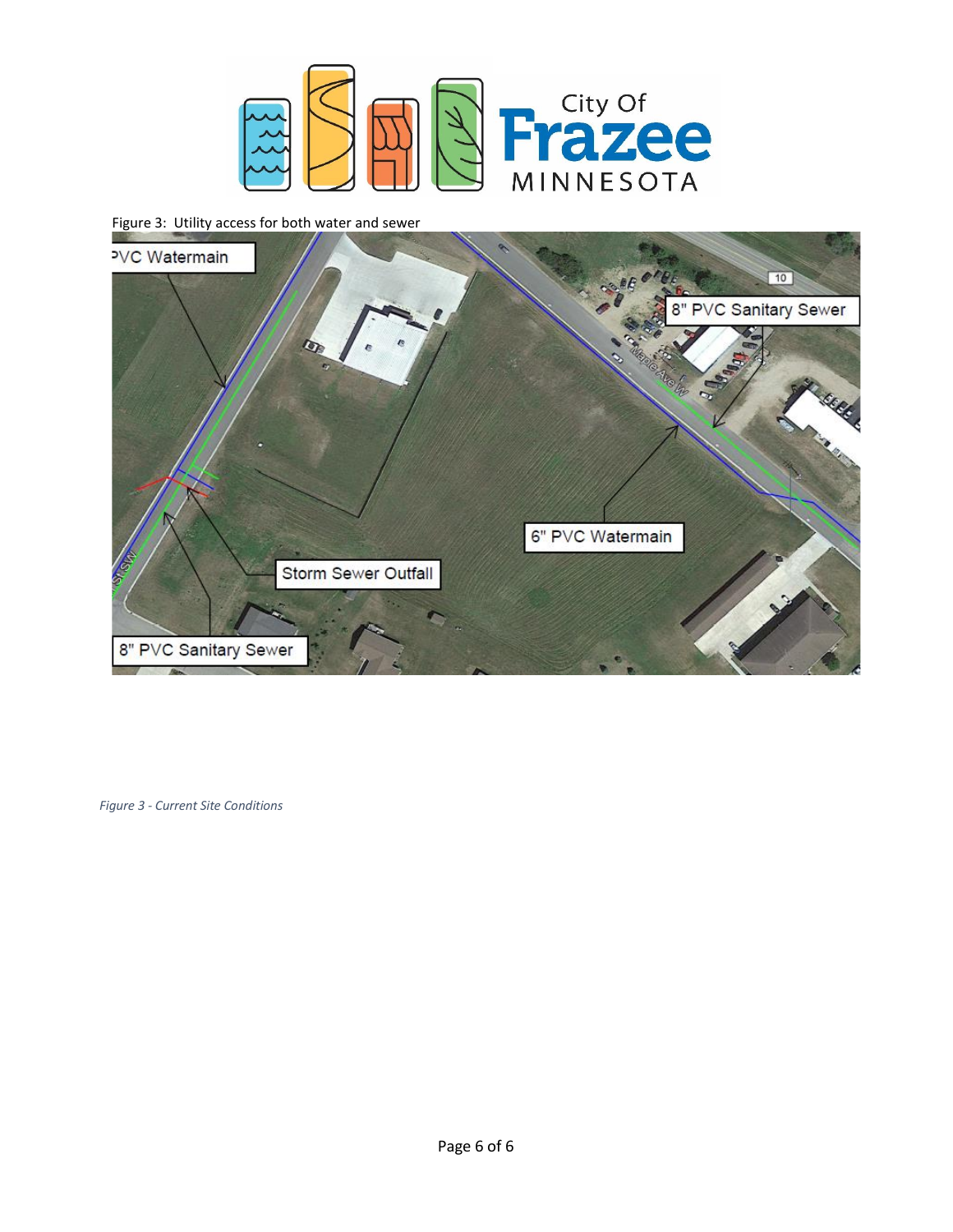City Of Frazee MINNESOTA

Figure 3: Utility access for both water and sewer

PVC Watermain

8" PVC Sanitary Sewer

10

Maple Ave W

6" PVC Watermain

Storm Sewer Outfall

8" PVC Sanitary Sewer

*Figure 3 - Current Site Conditions*